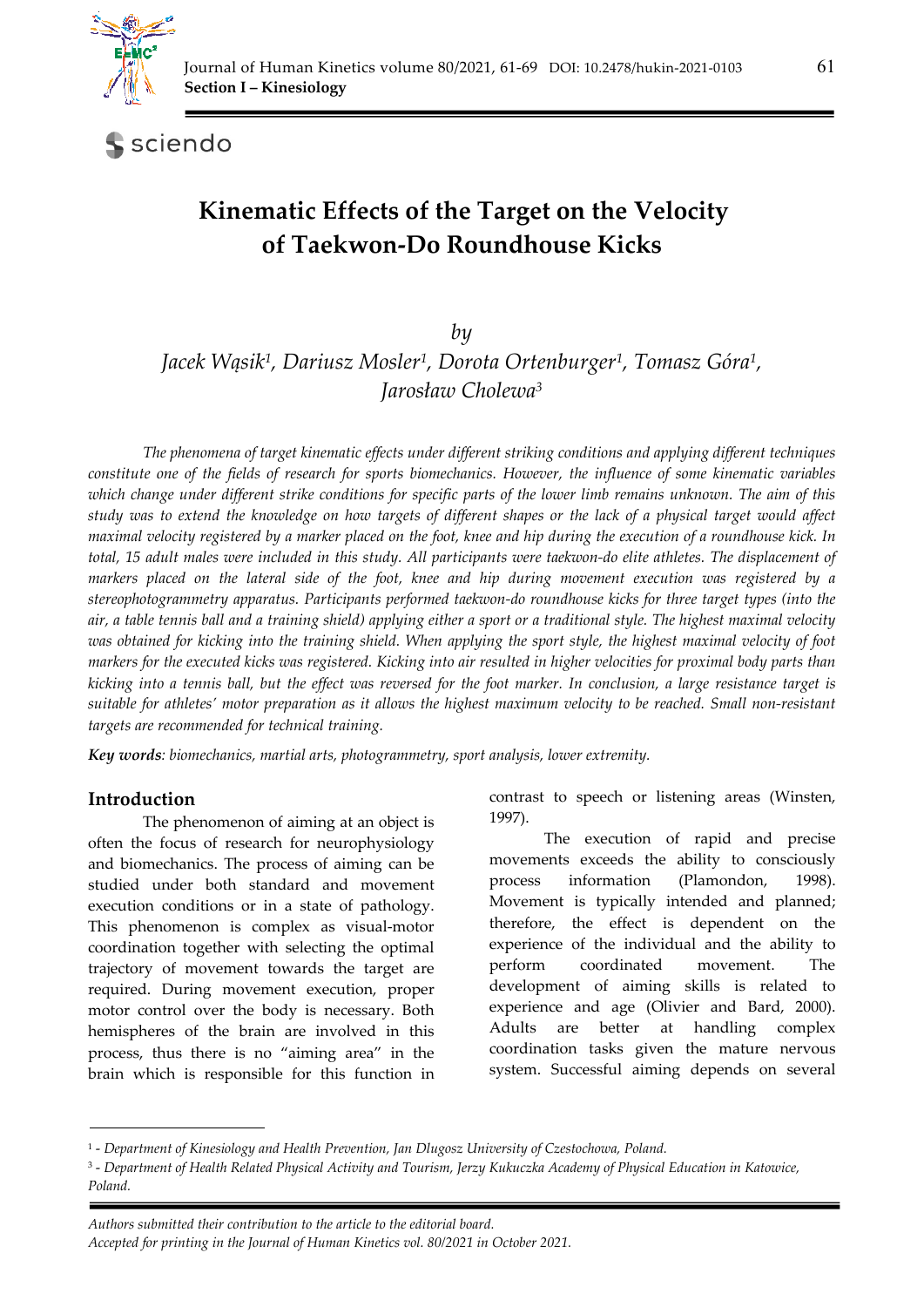# Kinematic Effects of the Target on the Velocity of Taekwon-Do Roundhouse Kicks

*by*

*Jacek Wąsik[1], Dariusz Mosler[1], Dorota Ortenburger[1], Tomasz Góra[1], Jarosław Cholewa[3]*

*The phenomena of target kinematic effects under different striking conditions and applying different techniques constitute one of the fields of research for sports biomechanics. However, the influence of some kinematic variables which change under different strike conditions for specific parts of the lower limb remains unknown. The aim of this study was to extend the knowledge on how targets of different shapes or the lack of a physical target would affect maximal velocity registered by a marker placed on the foot, knee and hip during the execution of a roundhouse kick. In total, 15 adult males were included in this study. All participants were taekwon-do elite athletes. The displacement of markers placed on the lateral side of the foot, knee and hip during movement execution was registered by a stereophotogrammetry apparatus. Participants performed taekwon-do roundhouse kicks for three target types (into the air, a table tennis ball and a training shield) applying either a sport or a traditional style. The highest maximal velocity was obtained for kicking into the training shield. When applying the sport style, the highest maximal velocity of foot markers for the executed kicks was registered. Kicking into air resulted in higher velocities for proximal body parts than kicking into a tennis ball, but the effect was reversed for the foot marker. In conclusion, a large resistance target is suitable for athletes' motor preparation as it allows the highest maximum velocity to be reached. Small non-resistant targets are recommended for technical training.*

***Key words****: biomechanics, martial arts, photogrammetry, sport analysis, lower extremity.*

## Introduction

The phenomenon of aiming at an object is often the focus of research for neurophysiology and biomechanics. The process of aiming can be studied under both standard and movement execution conditions or in a state of pathology. This phenomenon is complex as visual-motor coordination together with selecting the optimal trajectory of movement towards the target are required. During movement execution, proper motor control over the body is necessary. Both hemispheres of the brain are involved in this process, thus there is no "aiming area" in the brain which is responsible for this function in contrast to speech or listening areas (Winsten, 1997).

The execution of rapid and precise movements exceeds the ability to consciously process information (Plamondon, 1998). Movement is typically intended and planned; therefore, the effect is dependent on the experience of the individual and the ability to perform coordinated movement. The development of aiming skills is related to experience and age (Olivier and Bard, 2000). Adults are better at handling complex coordination tasks given the mature nervous system. Successful aiming depends on several

[1] - *Department of Kinesiology and Health Prevention, Jan Dlugosz University of Czestochowa, Poland.*

[3] - *Department of Health Related Physical Activity and Tourism, Jerzy Kukuczka Academy of Physical Education in Katowice, Poland.*

*Authors submitted their contribution to the article to the editorial board.*

*Accepted for printing in the Journal of Human Kinetics vol. 80/2021 in October 2021.*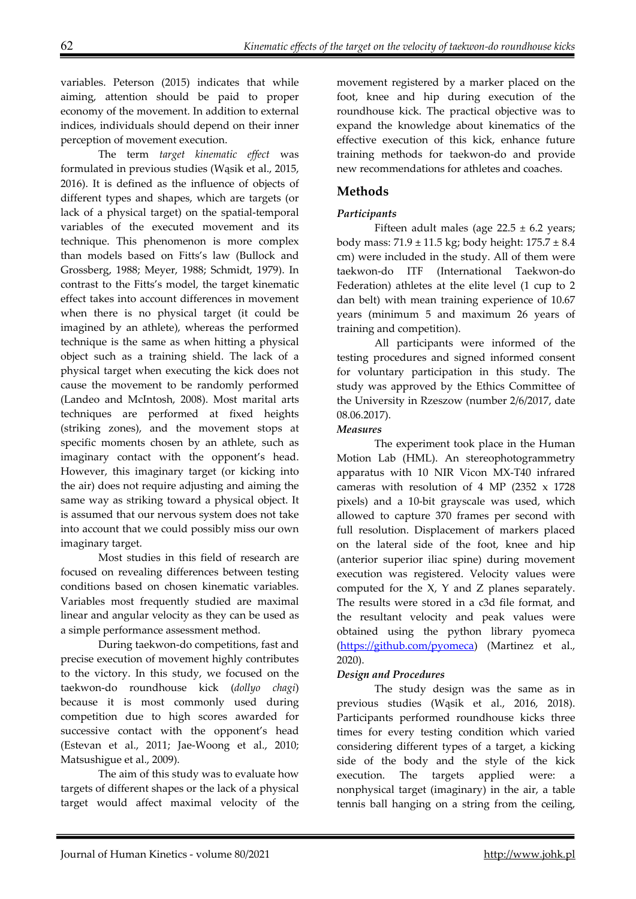variables. Peterson (2015) indicates that while aiming, attention should be paid to proper economy of the movement. In addition to external indices, individuals should depend on their inner perception of movement execution.

The term *target kinematic effect* was formulated in previous studies (Wąsik et al., 2015, 2016). It is defined as the influence of objects of different types and shapes, which are targets (or lack of a physical target) on the spatial-temporal variables of the executed movement and its technique. This phenomenon is more complex than models based on Fitts's law (Bullock and Grossberg, 1988; Meyer, 1988; Schmidt, 1979). In contrast to the Fitts's model, the target kinematic effect takes into account differences in movement when there is no physical target (it could be imagined by an athlete), whereas the performed technique is the same as when hitting a physical object such as a training shield. The lack of a physical target when executing the kick does not cause the movement to be randomly performed (Landeo and McIntosh, 2008). Most marital arts techniques are performed at fixed heights (striking zones), and the movement stops at specific moments chosen by an athlete, such as imaginary contact with the opponent's head. However, this imaginary target (or kicking into the air) does not require adjusting and aiming the same way as striking toward a physical object. It is assumed that our nervous system does not take into account that we could possibly miss our own imaginary target.

Most studies in this field of research are focused on revealing differences between testing conditions based on chosen kinematic variables. Variables most frequently studied are maximal linear and angular velocity as they can be used as a simple performance assessment method.

During taekwon-do competitions, fast and precise execution of movement highly contributes to the victory. In this study, we focused on the taekwon-do roundhouse kick (*dollyo chagi*) because it is most commonly used during competition due to high scores awarded for successive contact with the opponent's head (Estevan et al., 2011; Jae-Woong et al., 2010; Matsushigue et al., 2009).

The aim of this study was to evaluate how targets of different shapes or the lack of a physical target would affect maximal velocity of the movement registered by a marker placed on the foot, knee and hip during execution of the roundhouse kick. The practical objective was to expand the knowledge about kinematics of the effective execution of this kick, enhance future training methods for taekwon-do and provide new recommendations for athletes and coaches.

## Methods

### *Participants*

Fifteen adult males (age 22.5 ± 6.2 years; body mass: 71.9 ± 11.5 kg; body height: 175.7 ± 8.4 cm) were included in the study. All of them were taekwon-do ITF (International Taekwon-do Federation) athletes at the elite level (1 cup to 2 dan belt) with mean training experience of 10.67 years (minimum 5 and maximum 26 years of training and competition).

All participants were informed of the testing procedures and signed informed consent for voluntary participation in this study. The study was approved by the Ethics Committee of the University in Rzeszow (number 2/6/2017, date 08.06.2017).

### *Measures*

The experiment took place in the Human Motion Lab (HML). An stereophotogrammetry apparatus with 10 NIR Vicon MX-T40 infrared cameras with resolution of 4 MP (2352 x 1728 pixels) and a 10-bit grayscale was used, which allowed to capture 370 frames per second with full resolution. Displacement of markers placed on the lateral side of the foot, knee and hip (anterior superior iliac spine) during movement execution was registered. Velocity values were computed for the X, Y and Z planes separately. The results were stored in a c3d file format, and the resultant velocity and peak values were obtained using the python library pyomeca (https://github.com/pyomeca) (Martinez et al., 2020).

### *Design and Procedures*

The study design was the same as in previous studies (Wąsik et al., 2016, 2018). Participants performed roundhouse kicks three times for every testing condition which varied considering different types of a target, a kicking side of the body and the style of the kick execution. The targets applied were: a nonphysical target (imaginary) in the air, a table tennis ball hanging on a string from the ceiling,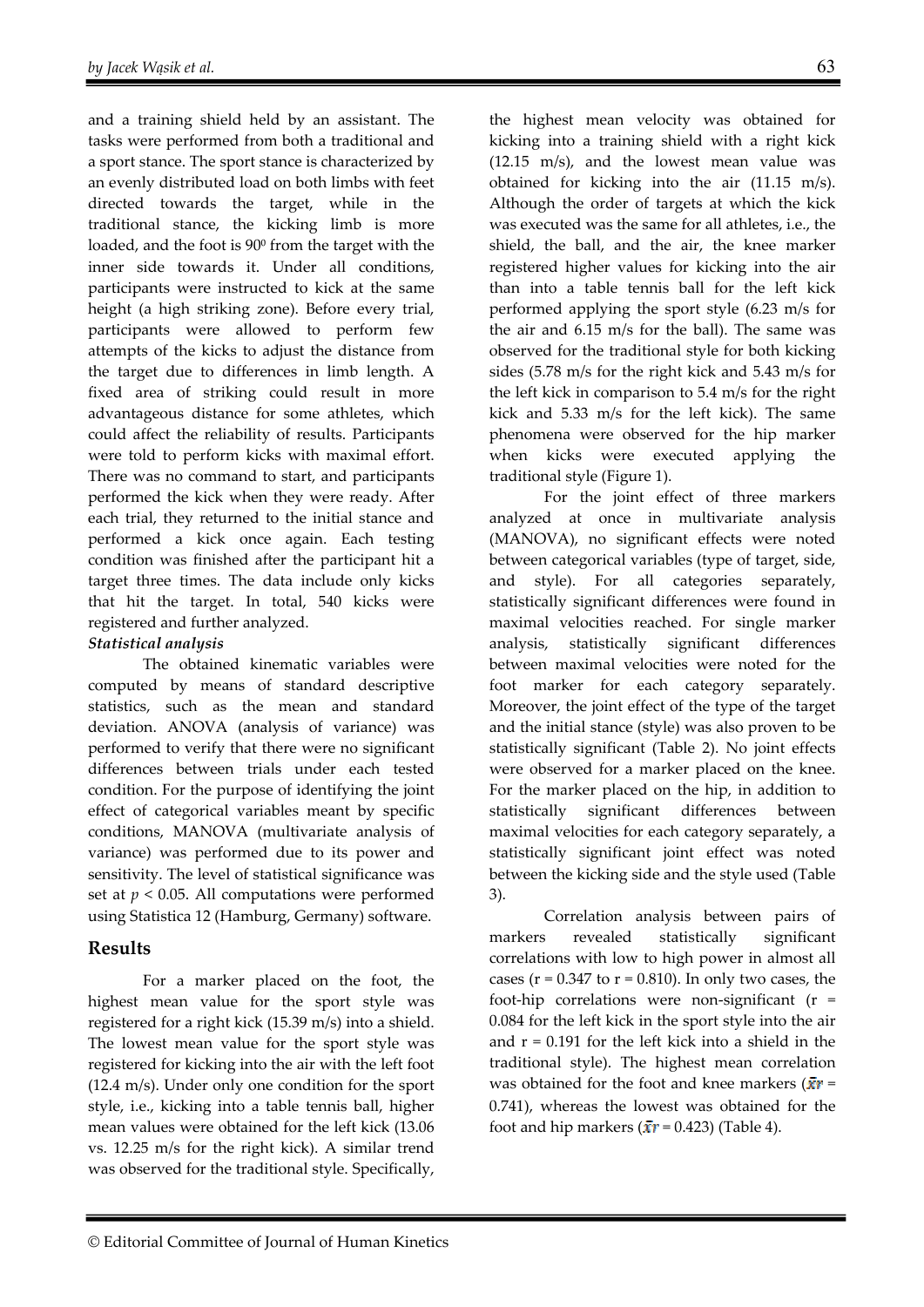and a training shield held by an assistant. The tasks were performed from both a traditional and a sport stance. The sport stance is characterized by an evenly distributed load on both limbs with feet directed towards the target, while in the traditional stance, the kicking limb is more loaded, and the foot is $90^0$ from the target with the inner side towards it. Under all conditions, participants were instructed to kick at the same height (a high striking zone). Before every trial, participants were allowed to perform few attempts of the kicks to adjust the distance from the target due to differences in limb length. A fixed area of striking could result in more advantageous distance for some athletes, which could affect the reliability of results. Participants were told to perform kicks with maximal effort. There was no command to start, and participants performed the kick when they were ready. After each trial, they returned to the initial stance and performed a kick once again. Each testing condition was finished after the participant hit a target three times. The data include only kicks that hit the target. In total, 540 kicks were registered and further analyzed.

***Statistical analysis***

The obtained kinematic variables were computed by means of standard descriptive statistics, such as the mean and standard deviation. ANOVA (analysis of variance) was performed to verify that there were no significant differences between trials under each tested condition. For the purpose of identifying the joint effect of categorical variables meant by specific conditions, MANOVA (multivariate analysis of variance) was performed due to its power and sensitivity. The level of statistical significance was set at $p < 0.05$. All computations were performed using Statistica 12 (Hamburg, Germany) software.

## Results

For a marker placed on the foot, the highest mean value for the sport style was registered for a right kick (15.39 m/s) into a shield. The lowest mean value for the sport style was registered for kicking into the air with the left foot (12.4 m/s). Under only one condition for the sport style, i.e., kicking into a table tennis ball, higher mean values were obtained for the left kick (13.06 vs. 12.25 m/s for the right kick). A similar trend was observed for the traditional style. Specifically, the highest mean velocity was obtained for kicking into a training shield with a right kick (12.15 m/s), and the lowest mean value was obtained for kicking into the air (11.15 m/s). Although the order of targets at which the kick was executed was the same for all athletes, i.e., the shield, the ball, and the air, the knee marker registered higher values for kicking into the air than into a table tennis ball for the left kick performed applying the sport style (6.23 m/s for the air and 6.15 m/s for the ball). The same was observed for the traditional style for both kicking sides (5.78 m/s for the right kick and 5.43 m/s for the left kick in comparison to 5.4 m/s for the right kick and 5.33 m/s for the left kick). The same phenomena were observed for the hip marker when kicks were executed applying the traditional style (Figure 1).

For the joint effect of three markers analyzed at once in multivariate analysis (MANOVA), no significant effects were noted between categorical variables (type of target, side, and style). For all categories separately, statistically significant differences were found in maximal velocities reached. For single marker analysis, statistically significant differences between maximal velocities were noted for the foot marker for each category separately. Moreover, the joint effect of the type of the target and the initial stance (style) was also proven to be statistically significant (Table 2). No joint effects were observed for a marker placed on the knee. For the marker placed on the hip, in addition to statistically significant differences between maximal velocities for each category separately, a statistically significant joint effect was noted between the kicking side and the style used (Table 3).

Correlation analysis between pairs of markers revealed statistically significant correlations with low to high power in almost all cases ($r = 0.347$ to $r = 0.810$). In only two cases, the foot-hip correlations were non-significant ($r = 0.084$ for the left kick in the sport style into the air and $r = 0.191$ for the left kick into a shield in the traditional style). The highest mean correlation was obtained for the foot and knee markers ($\bar{x}r = 0.741$), whereas the lowest was obtained for the foot and hip markers ($\bar{x}r = 0.423$) (Table 4).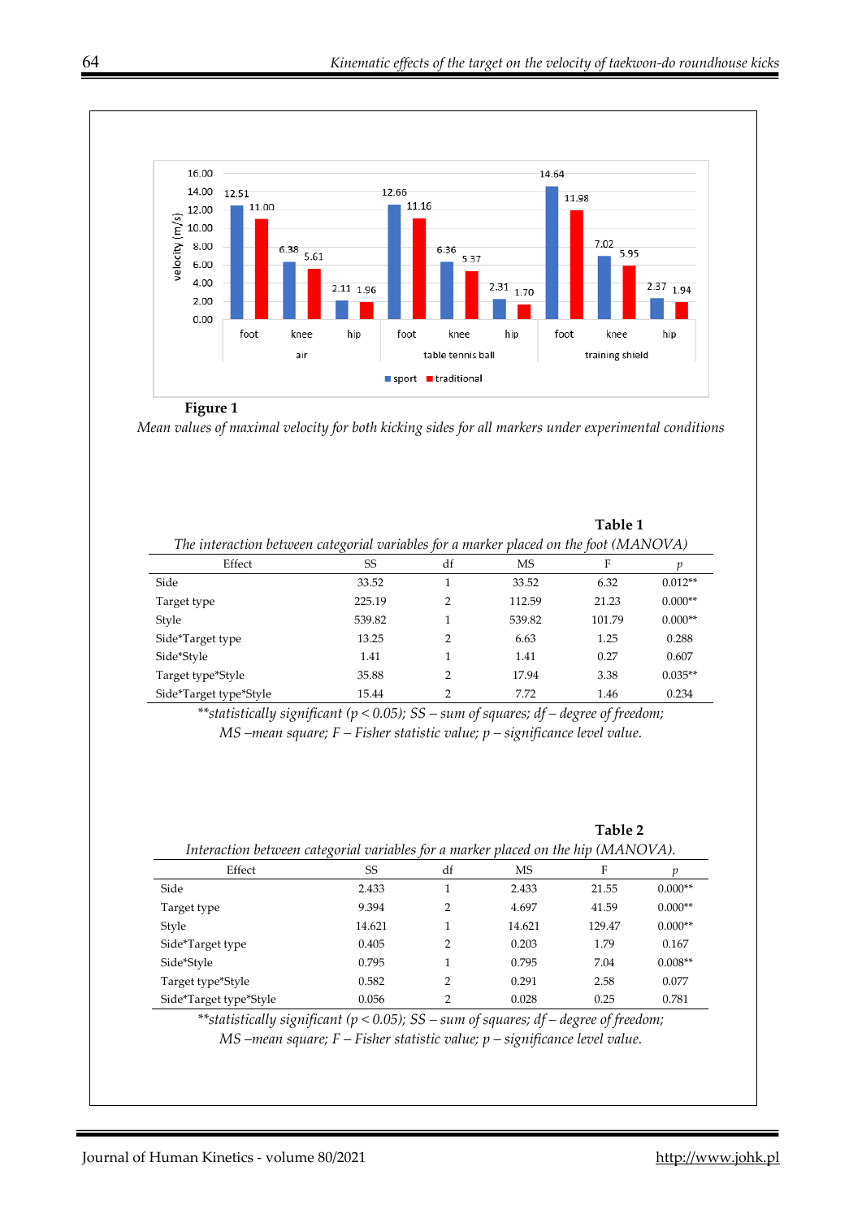**Figure 1**

*Mean values of maximal velocity for both kicking sides for all markers under experimental conditions*

**Table 1**

*The interaction between categorial variables for a marker placed on the foot (MANOVA)*

| Effect | SS | df | MS | F | *p* |
|---|---|---|---|---|---|
| Side | 33.52 | 1 | 33.52 | 6.32 | 0.012** |
| Target type | 225.19 | 2 | 112.59 | 21.23 | 0.000** |
| Style | 539.82 | 1 | 539.82 | 101.79 | 0.000** |
| Side*Target type | 13.25 | 2 | 6.63 | 1.25 | 0.288 |
| Side*Style | 1.41 | 1 | 1.41 | 0.27 | 0.607 |
| Target type*Style | 35.88 | 2 | 17.94 | 3.38 | 0.035** |
| Side*Target type*Style | 15.44 | 2 | 7.72 | 1.46 | 0.234 |

*\*\*statistically significant ($p < 0.05$); SS – sum of squares; df – degree of freedom; MS –mean square; F – Fisher statistic value; p – significance level value.*

**Table 2**

*Interaction between categorial variables for a marker placed on the hip (MANOVA).*

| Effect | SS | df | MS | F | *p* |
|---|---|---|---|---|---|
| Side | 2.433 | 1 | 2.433 | 21.55 | 0.000** |
| Target type | 9.394 | 2 | 4.697 | 41.59 | 0.000** |
| Style | 14.621 | 1 | 14.621 | 129.47 | 0.000** |
| Side*Target type | 0.405 | 2 | 0.203 | 1.79 | 0.167 |
| Side*Style | 0.795 | 1 | 0.795 | 7.04 | 0.008** |
| Target type*Style | 0.582 | 2 | 0.291 | 2.58 | 0.077 |
| Side*Target type*Style | 0.056 | 2 | 0.028 | 0.25 | 0.781 |

*\*\*statistically significant ($p < 0.05$); SS – sum of squares; df – degree of freedom; MS –mean square; F – Fisher statistic value; p – significance level value.*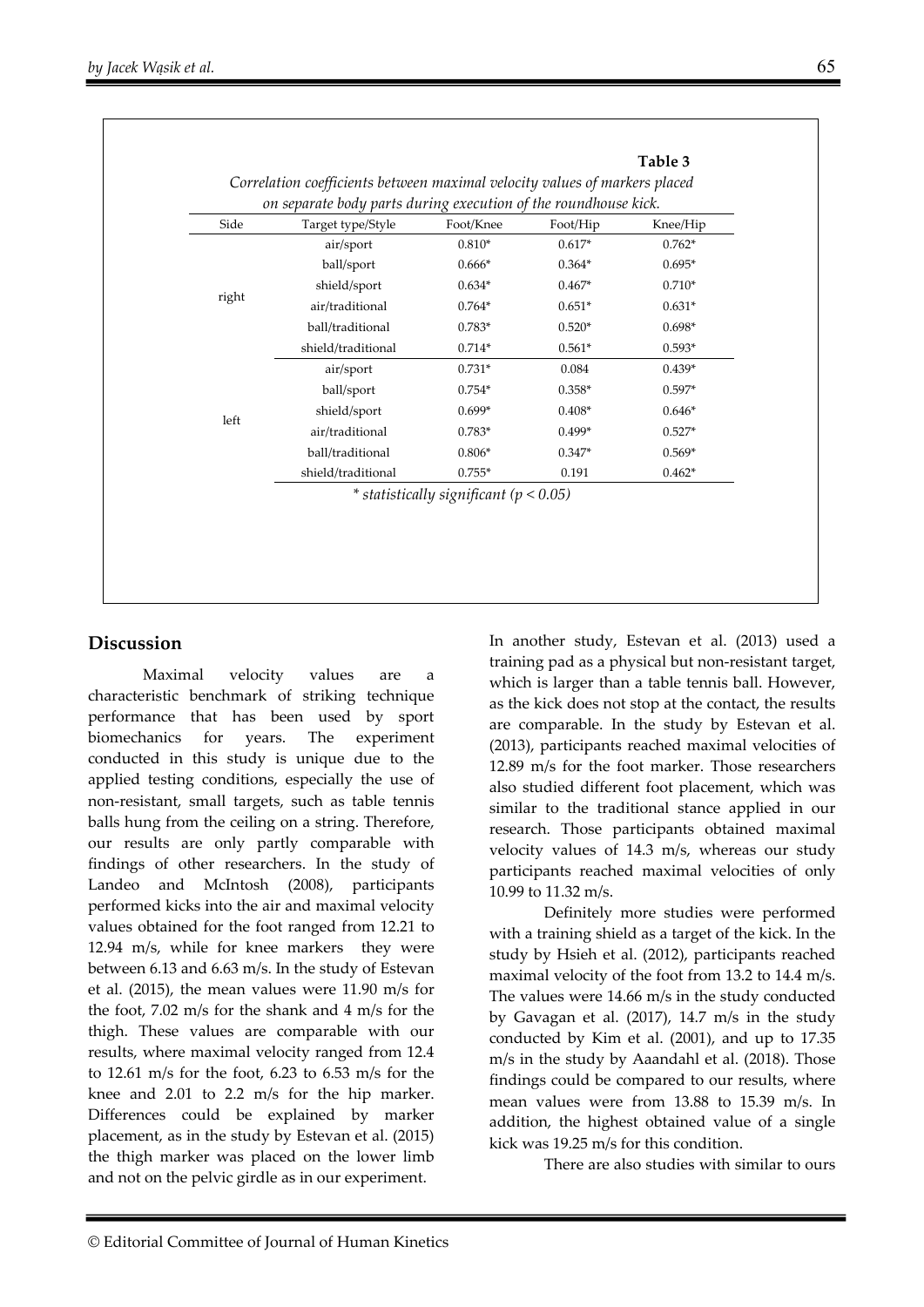**Table 3**

*Correlation coefficients between maximal velocity values of markers placed on separate body parts during execution of the roundhouse kick.*

| Side | Target type/Style | Foot/Knee | Foot/Hip | Knee/Hip |
|---|---|---|---|---|
| right | air/sport | 0.810* | 0.617* | 0.762* |
| | ball/sport | 0.666* | 0.364* | 0.695* |
| | shield/sport | 0.634* | 0.467* | 0.710* |
| | air/traditional | 0.764* | 0.651* | 0.631* |
| | ball/traditional | 0.783* | 0.520* | 0.698* |
| | shield/traditional | 0.714* | 0.561* | 0.593* |
| left | air/sport | 0.731* | 0.084 | 0.439* |
| | ball/sport | 0.754* | 0.358* | 0.597* |
| | shield/sport | 0.699* | 0.408* | 0.646* |
| | air/traditional | 0.783* | 0.499* | 0.527* |
| | ball/traditional | 0.806* | 0.347* | 0.569* |
| | shield/traditional | 0.755* | 0.191 | 0.462* |

*\* statistically significant ($p < 0.05$)*

## Discussion

Maximal velocity values are a characteristic benchmark of striking technique performance that has been used by sport biomechanics for years. The experiment conducted in this study is unique due to the applied testing conditions, especially the use of non-resistant, small targets, such as table tennis balls hung from the ceiling on a string. Therefore, our results are only partly comparable with findings of other researchers. In the study of Landeo and McIntosh (2008), participants performed kicks into the air and maximal velocity values obtained for the foot ranged from 12.21 to 12.94 m/s, while for knee markers they were between 6.13 and 6.63 m/s. In the study of Estevan et al. (2015), the mean values were 11.90 m/s for the foot, 7.02 m/s for the shank and 4 m/s for the thigh. These values are comparable with our results, where maximal velocity ranged from 12.4 to 12.61 m/s for the foot, 6.23 to 6.53 m/s for the knee and 2.01 to 2.2 m/s for the hip marker. Differences could be explained by marker placement, as in the study by Estevan et al. (2015) the thigh marker was placed on the lower limb and not on the pelvic girdle as in our experiment.

In another study, Estevan et al. (2013) used a training pad as a physical but non-resistant target, which is larger than a table tennis ball. However, as the kick does not stop at the contact, the results are comparable. In the study by Estevan et al. (2013), participants reached maximal velocities of 12.89 m/s for the foot marker. Those researchers also studied different foot placement, which was similar to the traditional stance applied in our research. Those participants obtained maximal velocity values of 14.3 m/s, whereas our study participants reached maximal velocities of only 10.99 to 11.32 m/s.

Definitely more studies were performed with a training shield as a target of the kick. In the study by Hsieh et al. (2012), participants reached maximal velocity of the foot from 13.2 to 14.4 m/s. The values were 14.66 m/s in the study conducted by Gavagan et al. (2017), 14.7 m/s in the study conducted by Kim et al. (2001), and up to 17.35 m/s in the study by Aaandahl et al. (2018). Those findings could be compared to our results, where mean values were from 13.88 to 15.39 m/s. In addition, the highest obtained value of a single kick was 19.25 m/s for this condition.

There are also studies with similar to ours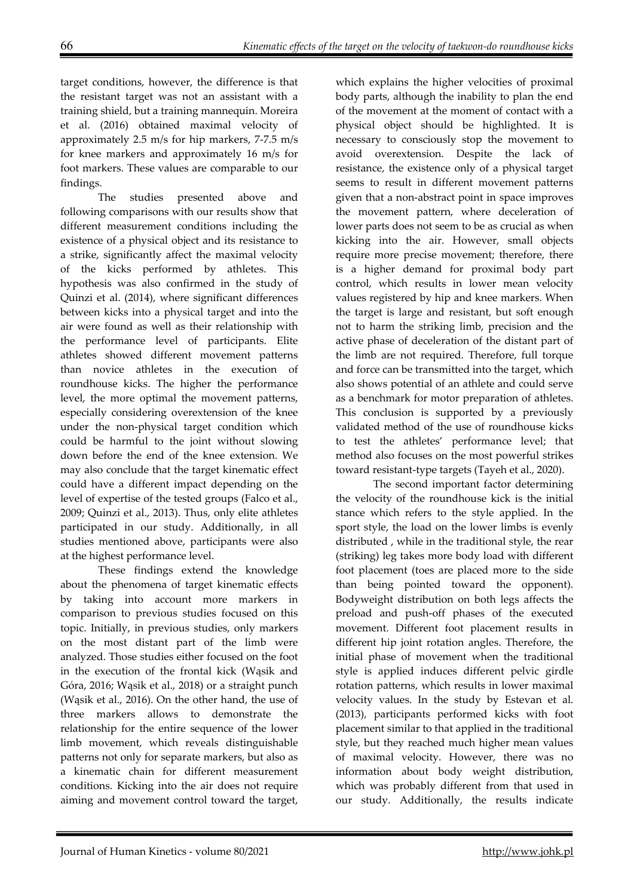target conditions, however, the difference is that the resistant target was not an assistant with a training shield, but a training mannequin. Moreira et al. (2016) obtained maximal velocity of approximately 2.5 m/s for hip markers, 7-7.5 m/s for knee markers and approximately 16 m/s for foot markers. These values are comparable to our findings.

The studies presented above and following comparisons with our results show that different measurement conditions including the existence of a physical object and its resistance to a strike, significantly affect the maximal velocity of the kicks performed by athletes. This hypothesis was also confirmed in the study of Quinzi et al. (2014), where significant differences between kicks into a physical target and into the air were found as well as their relationship with the performance level of participants. Elite athletes showed different movement patterns than novice athletes in the execution of roundhouse kicks. The higher the performance level, the more optimal the movement patterns, especially considering overextension of the knee under the non-physical target condition which could be harmful to the joint without slowing down before the end of the knee extension. We may also conclude that the target kinematic effect could have a different impact depending on the level of expertise of the tested groups (Falco et al., 2009; Quinzi et al., 2013). Thus, only elite athletes participated in our study. Additionally, in all studies mentioned above, participants were also at the highest performance level.

These findings extend the knowledge about the phenomena of target kinematic effects by taking into account more markers in comparison to previous studies focused on this topic. Initially, in previous studies, only markers on the most distant part of the limb were analyzed. Those studies either focused on the foot in the execution of the frontal kick (Wąsik and Góra, 2016; Wąsik et al., 2018) or a straight punch (Wąsik et al., 2016). On the other hand, the use of three markers allows to demonstrate the relationship for the entire sequence of the lower limb movement, which reveals distinguishable patterns not only for separate markers, but also as a kinematic chain for different measurement conditions. Kicking into the air does not require aiming and movement control toward the target, which explains the higher velocities of proximal body parts, although the inability to plan the end of the movement at the moment of contact with a physical object should be highlighted. It is necessary to consciously stop the movement to avoid overextension. Despite the lack of resistance, the existence only of a physical target seems to result in different movement patterns given that a non-abstract point in space improves the movement pattern, where deceleration of lower parts does not seem to be as crucial as when kicking into the air. However, small objects require more precise movement; therefore, there is a higher demand for proximal body part control, which results in lower mean velocity values registered by hip and knee markers. When the target is large and resistant, but soft enough not to harm the striking limb, precision and the active phase of deceleration of the distant part of the limb are not required. Therefore, full torque and force can be transmitted into the target, which also shows potential of an athlete and could serve as a benchmark for motor preparation of athletes. This conclusion is supported by a previously validated method of the use of roundhouse kicks to test the athletes' performance level; that method also focuses on the most powerful strikes toward resistant-type targets (Tayeh et al., 2020).

The second important factor determining the velocity of the roundhouse kick is the initial stance which refers to the style applied. In the sport style, the load on the lower limbs is evenly distributed , while in the traditional style, the rear (striking) leg takes more body load with different foot placement (toes are placed more to the side than being pointed toward the opponent). Bodyweight distribution on both legs affects the preload and push-off phases of the executed movement. Different foot placement results in different hip joint rotation angles. Therefore, the initial phase of movement when the traditional style is applied induces different pelvic girdle rotation patterns, which results in lower maximal velocity values. In the study by Estevan et al. (2013), participants performed kicks with foot placement similar to that applied in the traditional style, but they reached much higher mean values of maximal velocity. However, there was no information about body weight distribution, which was probably different from that used in our study. Additionally, the results indicate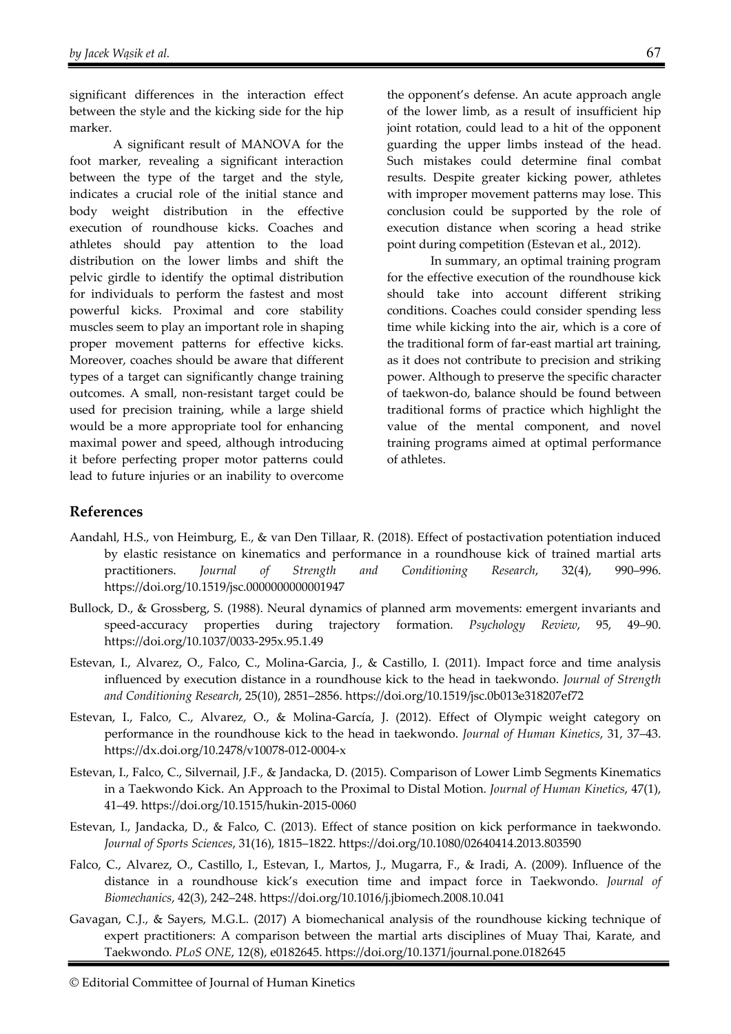significant differences in the interaction effect between the style and the kicking side for the hip marker.

A significant result of MANOVA for the foot marker, revealing a significant interaction between the type of the target and the style, indicates a crucial role of the initial stance and body weight distribution in the effective execution of roundhouse kicks. Coaches and athletes should pay attention to the load distribution on the lower limbs and shift the pelvic girdle to identify the optimal distribution for individuals to perform the fastest and most powerful kicks. Proximal and core stability muscles seem to play an important role in shaping proper movement patterns for effective kicks. Moreover, coaches should be aware that different types of a target can significantly change training outcomes. A small, non-resistant target could be used for precision training, while a large shield would be a more appropriate tool for enhancing maximal power and speed, although introducing it before perfecting proper motor patterns could lead to future injuries or an inability to overcome the opponent's defense. An acute approach angle of the lower limb, as a result of insufficient hip joint rotation, could lead to a hit of the opponent guarding the upper limbs instead of the head. Such mistakes could determine final combat results. Despite greater kicking power, athletes with improper movement patterns may lose. This conclusion could be supported by the role of execution distance when scoring a head strike point during competition (Estevan et al., 2012).

In summary, an optimal training program for the effective execution of the roundhouse kick should take into account different striking conditions. Coaches could consider spending less time while kicking into the air, which is a core of the traditional form of far-east martial art training, as it does not contribute to precision and striking power. Although to preserve the specific character of taekwon-do, balance should be found between traditional forms of practice which highlight the value of the mental component, and novel training programs aimed at optimal performance of athletes.

## References

Aandahl, H.S., von Heimburg, E., & van Den Tillaar, R. (2018). Effect of postactivation potentiation induced by elastic resistance on kinematics and performance in a roundhouse kick of trained martial arts practitioners. *Journal of Strength and Conditioning Research*, 32(4), 990–996. https://doi.org/10.1519/jsc.0000000000001947

Bullock, D., & Grossberg, S. (1988). Neural dynamics of planned arm movements: emergent invariants and speed-accuracy properties during trajectory formation. *Psychology Review*, 95, 49–90. https://doi.org/10.1037/0033-295x.95.1.49

Estevan, I., Alvarez, O., Falco, C., Molina-Garcia, J., & Castillo, I. (2011). Impact force and time analysis influenced by execution distance in a roundhouse kick to the head in taekwondo. *Journal of Strength and Conditioning Research*, 25(10), 2851–2856. https://doi.org/10.1519/jsc.0b013e318207ef72

Estevan, I., Falco, C., Alvarez, O., & Molina-García, J. (2012). Effect of Olympic weight category on performance in the roundhouse kick to the head in taekwondo. *Journal of Human Kinetics*, 31, 37–43. https://dx.doi.org/10.2478/v10078-012-0004-x

Estevan, I., Falco, C., Silvernail, J.F., & Jandacka, D. (2015). Comparison of Lower Limb Segments Kinematics in a Taekwondo Kick. An Approach to the Proximal to Distal Motion. *Journal of Human Kinetics*, 47(1), 41–49. https://doi.org/10.1515/hukin-2015-0060

Estevan, I., Jandacka, D., & Falco, C. (2013). Effect of stance position on kick performance in taekwondo. *Journal of Sports Sciences*, 31(16), 1815–1822. https://doi.org/10.1080/02640414.2013.803590

Falco, C., Alvarez, O., Castillo, I., Estevan, I., Martos, J., Mugarra, F., & Iradi, A. (2009). Influence of the distance in a roundhouse kick's execution time and impact force in Taekwondo. *Journal of Biomechanics*, 42(3), 242–248. https://doi.org/10.1016/j.jbiomech.2008.10.041

Gavagan, C.J., & Sayers, M.G.L. (2017) A biomechanical analysis of the roundhouse kicking technique of expert practitioners: A comparison between the martial arts disciplines of Muay Thai, Karate, and Taekwondo. *PLoS ONE*, 12(8), e0182645. https://doi.org/10.1371/journal.pone.0182645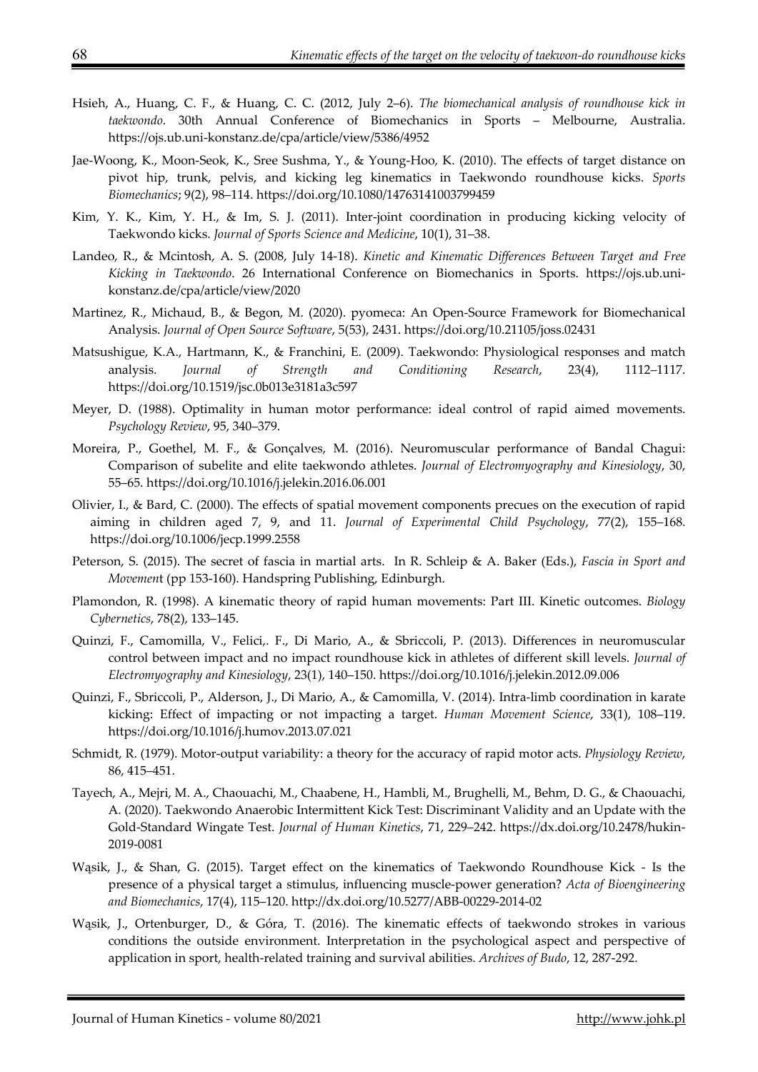Hsieh, A., Huang, C. F., & Huang, C. C. (2012, July 2–6). *The biomechanical analysis of roundhouse kick in taekwondo*. 30th Annual Conference of Biomechanics in Sports – Melbourne, Australia. https://ojs.ub.uni-konstanz.de/cpa/article/view/5386/4952

Jae-Woong, K., Moon-Seok, K., Sree Sushma, Y., & Young-Hoo, K. (2010). The effects of target distance on pivot hip, trunk, pelvis, and kicking leg kinematics in Taekwondo roundhouse kicks. *Sports Biomechanics*; 9(2), 98–114. https://doi.org/10.1080/14763141003799459

Kim, Y. K., Kim, Y. H., & Im, S. J. (2011). Inter-joint coordination in producing kicking velocity of Taekwondo kicks. *Journal of Sports Science and Medicine*, 10(1), 31–38.

Landeo, R., & Mcintosh, A. S. (2008, July 14-18). *Kinetic and Kinematic Differences Between Target and Free Kicking in Taekwondo*. 26 International Conference on Biomechanics in Sports. https://ojs.ub.uni-konstanz.de/cpa/article/view/2020

Martinez, R., Michaud, B., & Begon, M. (2020). pyomeca: An Open-Source Framework for Biomechanical Analysis. *Journal of Open Source Software*, 5(53), 2431. https://doi.org/10.21105/joss.02431

Matsushigue, K.A., Hartmann, K., & Franchini, E. (2009). Taekwondo: Physiological responses and match analysis. *Journal of Strength and Conditioning Research*, 23(4), 1112–1117. https://doi.org/10.1519/jsc.0b013e3181a3c597

Meyer, D. (1988). Optimality in human motor performance: ideal control of rapid aimed movements. *Psychology Review*, 95, 340–379.

Moreira, P., Goethel, M. F., & Gonçalves, M. (2016). Neuromuscular performance of Bandal Chagui: Comparison of subelite and elite taekwondo athletes. *Journal of Electromyography and Kinesiology*, 30, 55–65. https://doi.org/10.1016/j.jelekin.2016.06.001

Olivier, I., & Bard, C. (2000). The effects of spatial movement components precues on the execution of rapid aiming in children aged 7, 9, and 11. *Journal of Experimental Child Psychology*, 77(2), 155–168. https://doi.org/10.1006/jecp.1999.2558

Peterson, S. (2015). The secret of fascia in martial arts. In R. Schleip & A. Baker (Eds.), *Fascia in Sport and Movement* (pp 153-160). Handspring Publishing, Edinburgh.

Plamondon, R. (1998). A kinematic theory of rapid human movements: Part III. Kinetic outcomes. *Biology Cybernetics*, 78(2), 133–145.

Quinzi, F., Camomilla, V., Felici,. F., Di Mario, A., & Sbriccoli, P. (2013). Differences in neuromuscular control between impact and no impact roundhouse kick in athletes of different skill levels. *Journal of Electromyography and Kinesiology*, 23(1), 140–150. https://doi.org/10.1016/j.jelekin.2012.09.006

Quinzi, F., Sbriccoli, P., Alderson, J., Di Mario, A., & Camomilla, V. (2014). Intra-limb coordination in karate kicking: Effect of impacting or not impacting a target. *Human Movement Science*, 33(1), 108–119. https://doi.org/10.1016/j.humov.2013.07.021

Schmidt, R. (1979). Motor-output variability: a theory for the accuracy of rapid motor acts. *Physiology Review*, 86, 415–451.

Tayech, A., Mejri, M. A., Chaouachi, M., Chaabene, H., Hambli, M., Brughelli, M., Behm, D. G., & Chaouachi, A. (2020). Taekwondo Anaerobic Intermittent Kick Test: Discriminant Validity and an Update with the Gold-Standard Wingate Test. *Journal of Human Kinetics*, 71, 229–242. https://dx.doi.org/10.2478/hukin-2019-0081

Wąsik, J., & Shan, G. (2015). Target effect on the kinematics of Taekwondo Roundhouse Kick - Is the presence of a physical target a stimulus, influencing muscle-power generation? *Acta of Bioengineering and Biomechanics*, 17(4), 115–120. http://dx.doi.org/10.5277/ABB-00229-2014-02

Wąsik, J., Ortenburger, D., & Góra, T. (2016). The kinematic effects of taekwondo strokes in various conditions the outside environment. Interpretation in the psychological aspect and perspective of application in sport, health-related training and survival abilities. *Archives of Budo*, 12, 287-292.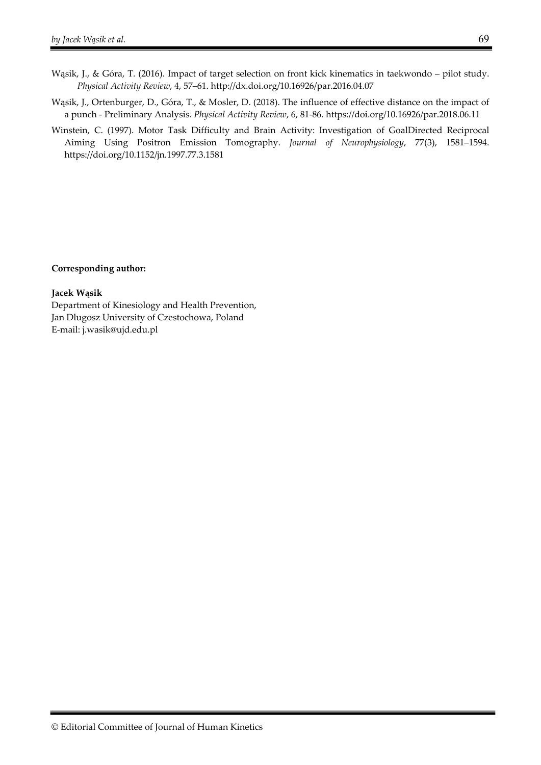Wąsik, J., & Góra, T. (2016). Impact of target selection on front kick kinematics in taekwondo – pilot study. *Physical Activity Review*, 4, 57–61. http://dx.doi.org/10.16926/par.2016.04.07

Wąsik, J., Ortenburger, D., Góra, T., & Mosler, D. (2018). The influence of effective distance on the impact of a punch - Preliminary Analysis. *Physical Activity Review*, 6, 81-86. https://doi.org/10.16926/par.2018.06.11

Winstein, C. (1997). Motor Task Difficulty and Brain Activity: Investigation of GoalDirected Reciprocal Aiming Using Positron Emission Tomography. *Journal of Neurophysiology*, 77(3), 1581–1594. https://doi.org/10.1152/jn.1997.77.3.1581

**Corresponding author:**

**Jacek Wąsik**
Department of Kinesiology and Health Prevention,
Jan Dlugosz University of Czestochowa, Poland
E-mail: j.wasik@ujd.edu.pl